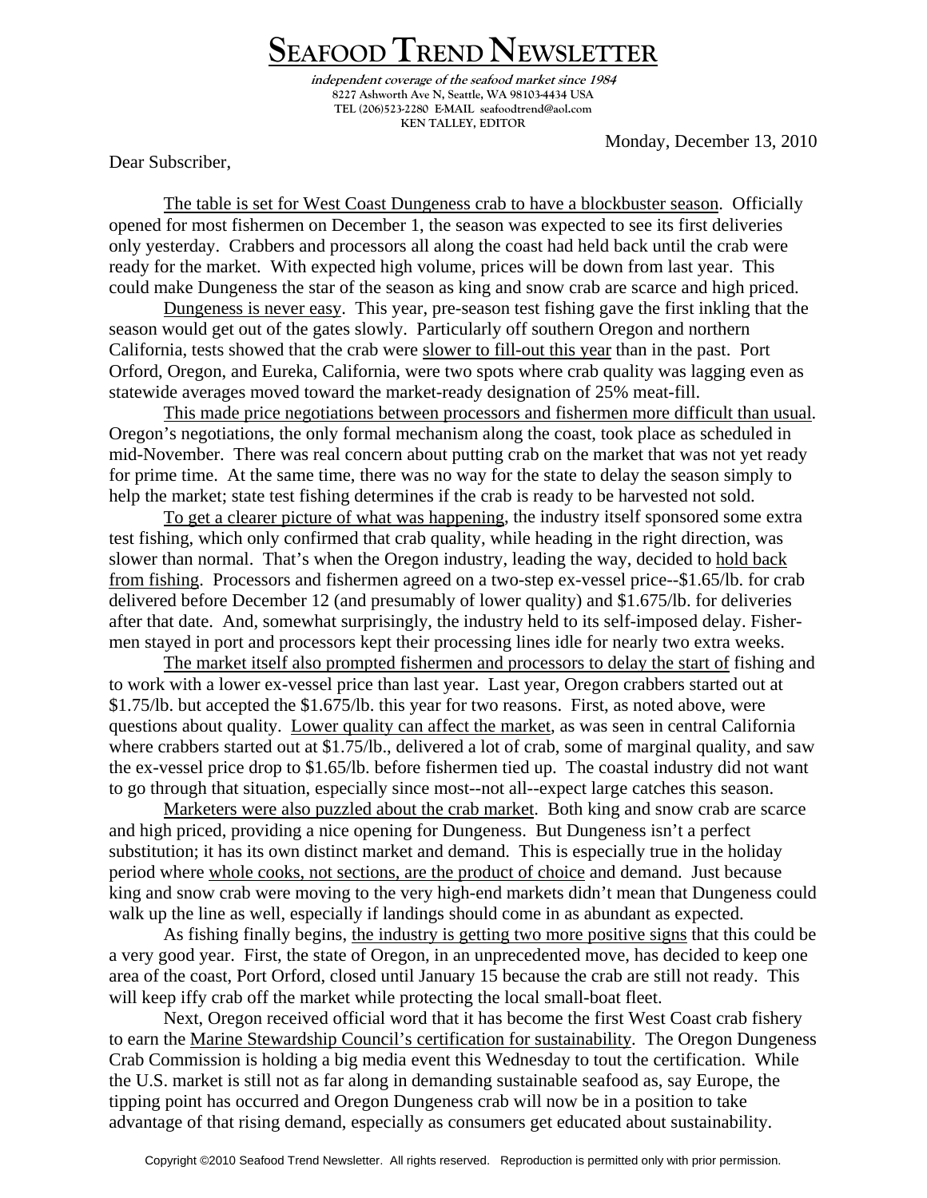# SEAFOOD TREND NEWSLETTER

*independent coverage of the seafood market since 1984*
8227 Ashworth Ave N, Seattle, WA 98103-4434 USA
TEL (206)523-2280 E-MAIL seafoodtrend@aol.com
KEN TALLEY, EDITOR

Monday, December 13, 2010

Dear Subscriber,

The table is set for West Coast Dungeness crab to have a blockbuster season. Officially opened for most fishermen on December 1, the season was expected to see its first deliveries only yesterday. Crabbers and processors all along the coast had held back until the crab were ready for the market. With expected high volume, prices will be down from last year. This could make Dungeness the star of the season as king and snow crab are scarce and high priced.

Dungeness is never easy. This year, pre-season test fishing gave the first inkling that the season would get out of the gates slowly. Particularly off southern Oregon and northern California, tests showed that the crab were slower to fill-out this year than in the past. Port Orford, Oregon, and Eureka, California, were two spots where crab quality was lagging even as statewide averages moved toward the market-ready designation of 25% meat-fill.

This made price negotiations between processors and fishermen more difficult than usual. Oregon's negotiations, the only formal mechanism along the coast, took place as scheduled in mid-November. There was real concern about putting crab on the market that was not yet ready for prime time. At the same time, there was no way for the state to delay the season simply to help the market; state test fishing determines if the crab is ready to be harvested not sold.

To get a clearer picture of what was happening, the industry itself sponsored some extra test fishing, which only confirmed that crab quality, while heading in the right direction, was slower than normal. That's when the Oregon industry, leading the way, decided to hold back from fishing. Processors and fishermen agreed on a two-step ex-vessel price--\$1.65/lb. for crab delivered before December 12 (and presumably of lower quality) and \$1.675/lb. for deliveries after that date. And, somewhat surprisingly, the industry held to its self-imposed delay. Fishermen stayed in port and processors kept their processing lines idle for nearly two extra weeks.

The market itself also prompted fishermen and processors to delay the start of fishing and to work with a lower ex-vessel price than last year. Last year, Oregon crabbers started out at \$1.75/lb. but accepted the \$1.675/lb. this year for two reasons. First, as noted above, were questions about quality. Lower quality can affect the market, as was seen in central California where crabbers started out at \$1.75/lb., delivered a lot of crab, some of marginal quality, and saw the ex-vessel price drop to \$1.65/lb. before fishermen tied up. The coastal industry did not want to go through that situation, especially since most--not all--expect large catches this season.

Marketers were also puzzled about the crab market. Both king and snow crab are scarce and high priced, providing a nice opening for Dungeness. But Dungeness isn't a perfect substitution; it has its own distinct market and demand. This is especially true in the holiday period where whole cooks, not sections, are the product of choice and demand. Just because king and snow crab were moving to the very high-end markets didn't mean that Dungeness could walk up the line as well, especially if landings should come in as abundant as expected.

As fishing finally begins, the industry is getting two more positive signs that this could be a very good year. First, the state of Oregon, in an unprecedented move, has decided to keep one area of the coast, Port Orford, closed until January 15 because the crab are still not ready. This will keep iffy crab off the market while protecting the local small-boat fleet.

Next, Oregon received official word that it has become the first West Coast crab fishery to earn the Marine Stewardship Council's certification for sustainability. The Oregon Dungeness Crab Commission is holding a big media event this Wednesday to tout the certification. While the U.S. market is still not as far along in demanding sustainable seafood as, say Europe, the tipping point has occurred and Oregon Dungeness crab will now be in a position to take advantage of that rising demand, especially as consumers get educated about sustainability.

Copyright ©2010 Seafood Trend Newsletter. All rights reserved. Reproduction is permitted only with prior permission.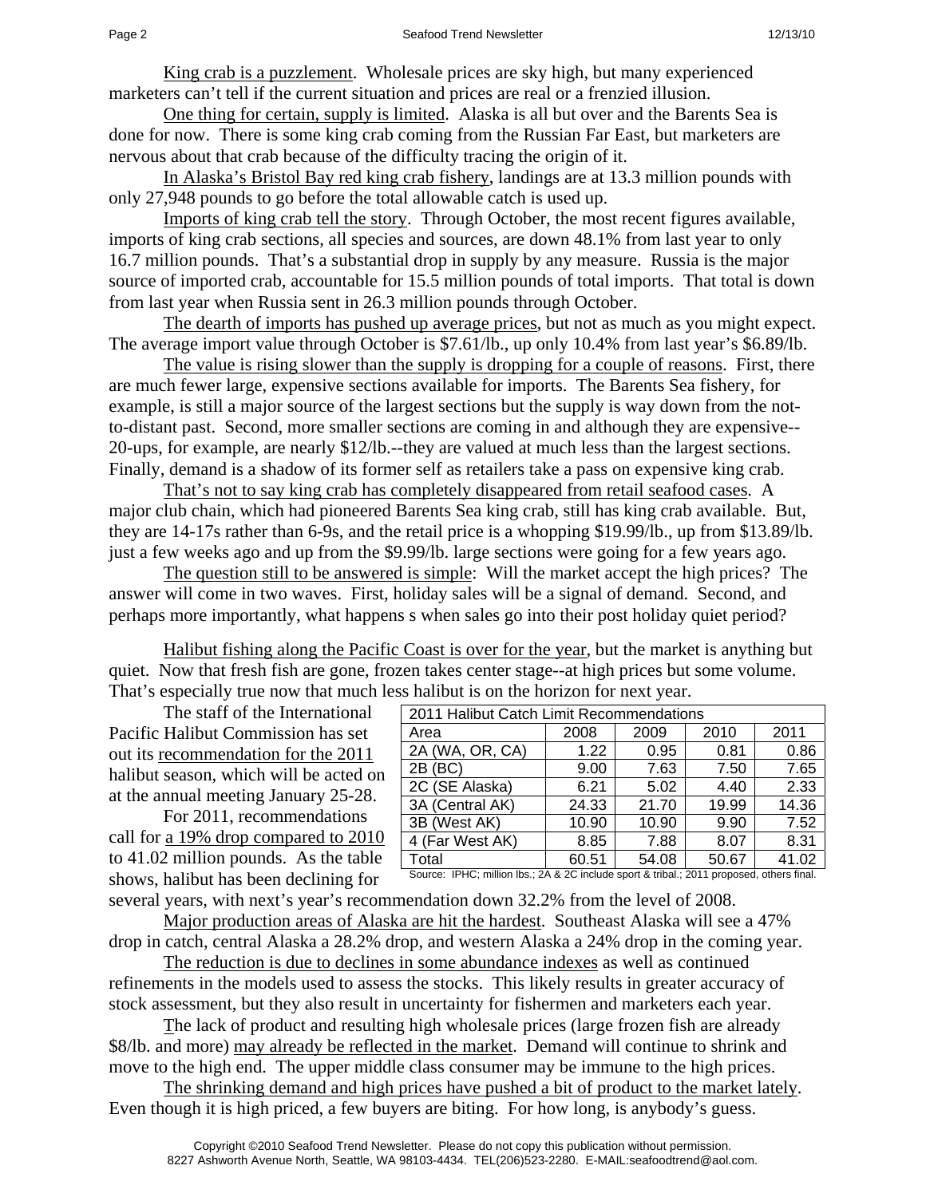King crab is a puzzlement. Wholesale prices are sky high, but many experienced marketers can't tell if the current situation and prices are real or a frenzied illusion.

One thing for certain, supply is limited. Alaska is all but over and the Barents Sea is done for now. There is some king crab coming from the Russian Far East, but marketers are nervous about that crab because of the difficulty tracing the origin of it.

In Alaska's Bristol Bay red king crab fishery, landings are at 13.3 million pounds with only 27,948 pounds to go before the total allowable catch is used up.

Imports of king crab tell the story. Through October, the most recent figures available, imports of king crab sections, all species and sources, are down 48.1% from last year to only 16.7 million pounds. That's a substantial drop in supply by any measure. Russia is the major source of imported crab, accountable for 15.5 million pounds of total imports. That total is down from last year when Russia sent in 26.3 million pounds through October.

The dearth of imports has pushed up average prices, but not as much as you might expect. The average import value through October is $7.61/lb., up only 10.4% from last year's $6.89/lb.

The value is rising slower than the supply is dropping for a couple of reasons. First, there are much fewer large, expensive sections available for imports. The Barents Sea fishery, for example, is still a major source of the largest sections but the supply is way down from the not-to-distant past. Second, more smaller sections are coming in and although they are expensive--20-ups, for example, are nearly $12/lb.--they are valued at much less than the largest sections. Finally, demand is a shadow of its former self as retailers take a pass on expensive king crab.

That's not to say king crab has completely disappeared from retail seafood cases. A major club chain, which had pioneered Barents Sea king crab, still has king crab available. But, they are 14-17s rather than 6-9s, and the retail price is a whopping $19.99/lb., up from $13.89/lb. just a few weeks ago and up from the $9.99/lb. large sections were going for a few years ago.

The question still to be answered is simple: Will the market accept the high prices? The answer will come in two waves. First, holiday sales will be a signal of demand. Second, and perhaps more importantly, what happens s when sales go into their post holiday quiet period?

Halibut fishing along the Pacific Coast is over for the year, but the market is anything but quiet. Now that fresh fish are gone, frozen takes center stage--at high prices but some volume. That's especially true now that much less halibut is on the horizon for next year.

The staff of the International Pacific Halibut Commission has set out its recommendation for the 2011 halibut season, which will be acted on at the annual meeting January 25-28.

For 2011, recommendations call for a 19% drop compared to 2010 to 41.02 million pounds. As the table shows, halibut has been declining for several years, with next's year's recommendation down 32.2% from the level of 2008.

| 2011 Halibut Catch Limit Recommendations | | | | |
|---|---|---|---|---|
| Area | 2008 | 2009 | 2010 | 2011 |
| 2A (WA, OR, CA) | 1.22 | 0.95 | 0.81 | 0.86 |
| 2B (BC) | 9.00 | 7.63 | 7.50 | 7.65 |
| 2C (SE Alaska) | 6.21 | 5.02 | 4.40 | 2.33 |
| 3A (Central AK) | 24.33 | 21.70 | 19.99 | 14.36 |
| 3B (West AK) | 10.90 | 10.90 | 9.90 | 7.52 |
| 4 (Far West AK) | 8.85 | 7.88 | 8.07 | 8.31 |
| Total | 60.51 | 54.08 | 50.67 | 41.02 |

Source: IPHC; million lbs.; 2A & 2C include sport & tribal.; 2011 proposed, others final.

Major production areas of Alaska are hit the hardest. Southeast Alaska will see a 47% drop in catch, central Alaska a 28.2% drop, and western Alaska a 24% drop in the coming year.

The reduction is due to declines in some abundance indexes as well as continued refinements in the models used to assess the stocks. This likely results in greater accuracy of stock assessment, but they also result in uncertainty for fishermen and marketers each year.

The lack of product and resulting high wholesale prices (large frozen fish are already $8/lb. and more) may already be reflected in the market. Demand will continue to shrink and move to the high end. The upper middle class consumer may be immune to the high prices.

The shrinking demand and high prices have pushed a bit of product to the market lately. Even though it is high priced, a few buyers are biting. For how long, is anybody's guess.

Copyright ©2010 Seafood Trend Newsletter. Please do not copy this publication without permission.
8227 Ashworth Avenue North, Seattle, WA 98103-4434. TEL(206)523-2280. E-MAIL:seafoodtrend@aol.com.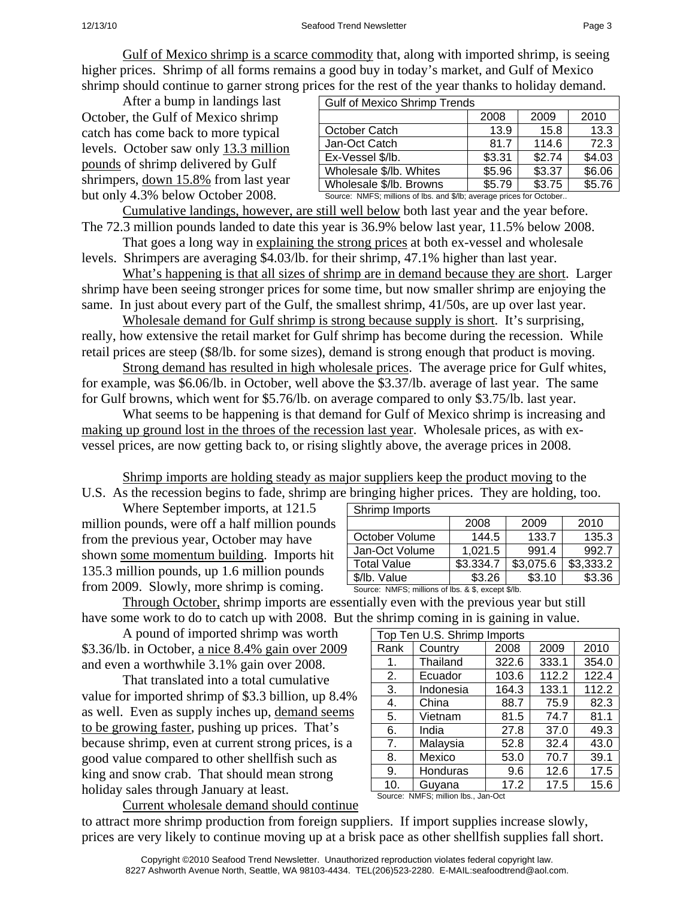Gulf of Mexico shrimp is a scarce commodity that, along with imported shrimp, is seeing higher prices. Shrimp of all forms remains a good buy in today's market, and Gulf of Mexico shrimp should continue to garner strong prices for the rest of the year thanks to holiday demand.

After a bump in landings last October, the Gulf of Mexico shrimp catch has come back to more typical levels. October saw only 13.3 million pounds of shrimp delivered by Gulf shrimpers, down 15.8% from last year but only 4.3% below October 2008.

| Gulf of Mexico Shrimp Trends | | | |
|---|---|---|---|
| | 2008 | 2009 | 2010 |
| October Catch | 13.9 | 15.8 | 13.3 |
| Jan-Oct Catch | 81.7 | 114.6 | 72.3 |
| Ex-Vessel $/lb. | $3.31 | $2.74 | $4.03 |
| Wholesale $/lb. Whites | $5.96 | $3.37 | $6.06 |
| Wholesale $/lb. Browns | $5.79 | $3.75 | $5.76 |

Source: NMFS; millions of lbs. and $/lb; average prices for October..

Cumulative landings, however, are still well below both last year and the year before. The 72.3 million pounds landed to date this year is 36.9% below last year, 11.5% below 2008.

That goes a long way in explaining the strong prices at both ex-vessel and wholesale levels. Shrimpers are averaging $4.03/lb. for their shrimp, 47.1% higher than last year.

What's happening is that all sizes of shrimp are in demand because they are short. Larger shrimp have been seeing stronger prices for some time, but now smaller shrimp are enjoying the same. In just about every part of the Gulf, the smallest shrimp, 41/50s, are up over last year.

Wholesale demand for Gulf shrimp is strong because supply is short. It's surprising, really, how extensive the retail market for Gulf shrimp has become during the recession. While retail prices are steep ($8/lb. for some sizes), demand is strong enough that product is moving.

Strong demand has resulted in high wholesale prices. The average price for Gulf whites, for example, was $6.06/lb. in October, well above the $3.37/lb. average of last year. The same for Gulf browns, which went for $5.76/lb. on average compared to only $3.75/lb. last year.

What seems to be happening is that demand for Gulf of Mexico shrimp is increasing and making up ground lost in the throes of the recession last year. Wholesale prices, as with ex-vessel prices, are now getting back to, or rising slightly above, the average prices in 2008.

Shrimp imports are holding steady as major suppliers keep the product moving to the U.S. As the recession begins to fade, shrimp are bringing higher prices. They are holding, too.

Where September imports, at 121.5 million pounds, were off a half million pounds from the previous year, October may have shown some momentum building. Imports hit 135.3 million pounds, up 1.6 million pounds from 2009. Slowly, more shrimp is coming.

| Shrimp Imports | | | |
|---|---|---|---|
| | 2008 | 2009 | 2010 |
| October Volume | 144.5 | 133.7 | 135.3 |
| Jan-Oct Volume | 1,021.5 | 991.4 | 992.7 |
| Total Value | $3.334.7 | $3,075.6 | $3,333.2 |
| $/lb. Value | $3.26 | $3.10 | $3.36 |

Source: NMFS; millions of lbs. & $, except $/lb.

Through October, shrimp imports are essentially even with the previous year but still have some work to do to catch up with 2008. But the shrimp coming in is gaining in value.

A pound of imported shrimp was worth $3.36/lb. in October, a nice 8.4% gain over 2009 and even a worthwhile 3.1% gain over 2008.

That translated into a total cumulative value for imported shrimp of $3.3 billion, up 8.4% as well. Even as supply inches up, demand seems to be growing faster, pushing up prices. That's because shrimp, even at current strong prices, is a good value compared to other shellfish such as king and snow crab. That should mean strong holiday sales through January at least.

| Top Ten U.S. Shrimp Imports | | | | |
|---|---|---|---|---|
| Rank | Country | 2008 | 2009 | 2010 |
| 1. | Thailand | 322.6 | 333.1 | 354.0 |
| 2. | Ecuador | 103.6 | 112.2 | 122.4 |
| 3. | Indonesia | 164.3 | 133.1 | 112.2 |
| 4. | China | 88.7 | 75.9 | 82.3 |
| 5. | Vietnam | 81.5 | 74.7 | 81.1 |
| 6. | India | 27.8 | 37.0 | 49.3 |
| 7. | Malaysia | 52.8 | 32.4 | 43.0 |
| 8. | Mexico | 53.0 | 70.7 | 39.1 |
| 9. | Honduras | 9.6 | 12.6 | 17.5 |
| 10. | Guyana | 17.2 | 17.5 | 15.6 |

Source: NMFS; million lbs., Jan-Oct

Current wholesale demand should continue to attract more shrimp production from foreign suppliers. If import supplies increase slowly, prices are very likely to continue moving up at a brisk pace as other shellfish supplies fall short.

Copyright ©2010 Seafood Trend Newsletter. Unauthorized reproduction violates federal copyright law.
8227 Ashworth Avenue North, Seattle, WA 98103-4434. TEL(206)523-2280. E-MAIL:seafoodtrend@aol.com.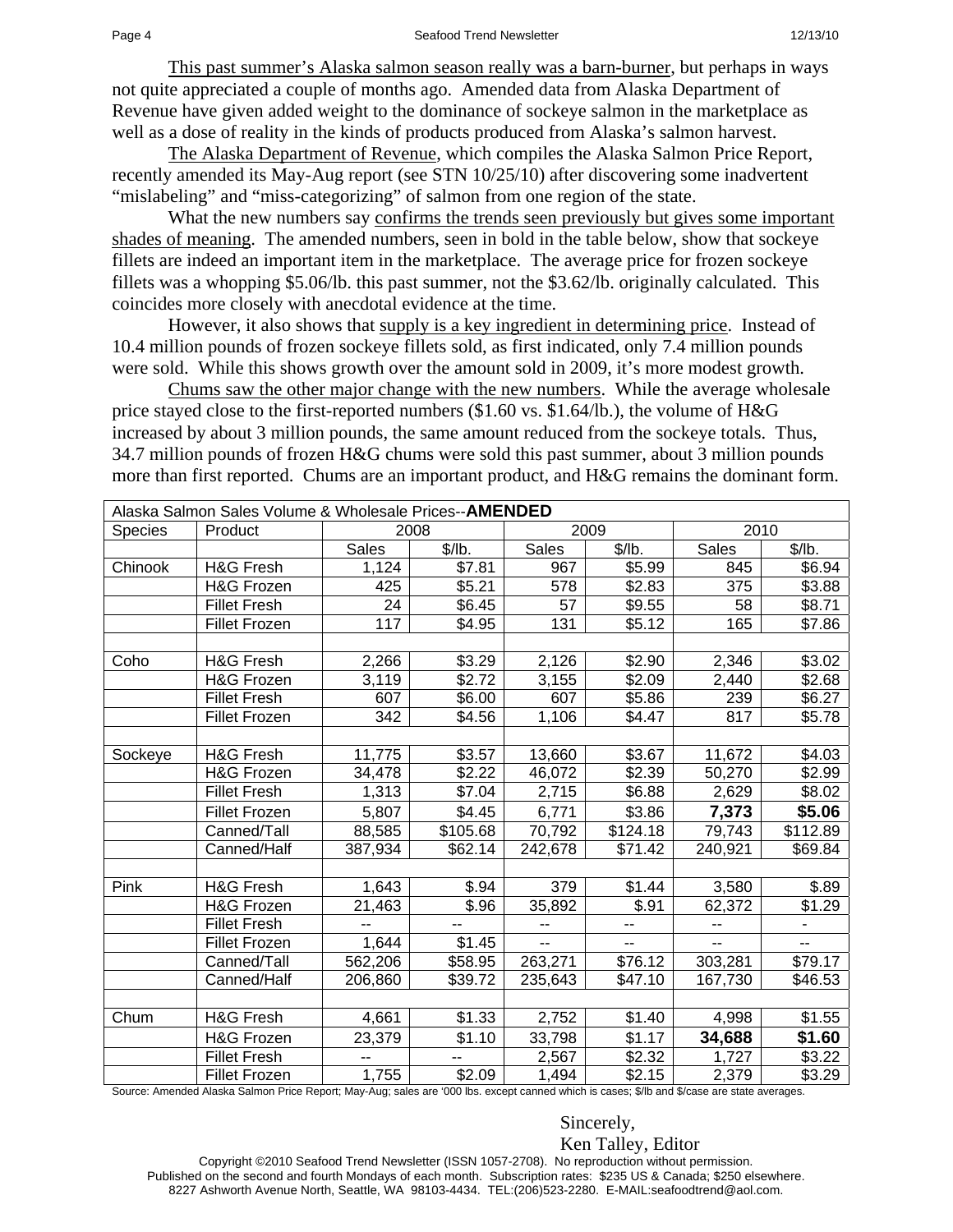This past summer's Alaska salmon season really was a barn-burner, but perhaps in ways not quite appreciated a couple of months ago. Amended data from Alaska Department of Revenue have given added weight to the dominance of sockeye salmon in the marketplace as well as a dose of reality in the kinds of products produced from Alaska's salmon harvest.

The Alaska Department of Revenue, which compiles the Alaska Salmon Price Report, recently amended its May-Aug report (see STN 10/25/10) after discovering some inadvertent "mislabeling" and "miss-categorizing" of salmon from one region of the state.

What the new numbers say confirms the trends seen previously but gives some important shades of meaning. The amended numbers, seen in bold in the table below, show that sockeye fillets are indeed an important item in the marketplace. The average price for frozen sockeye fillets was a whopping $5.06/lb. this past summer, not the $3.62/lb. originally calculated. This coincides more closely with anecdotal evidence at the time.

However, it also shows that supply is a key ingredient in determining price. Instead of 10.4 million pounds of frozen sockeye fillets sold, as first indicated, only 7.4 million pounds were sold. While this shows growth over the amount sold in 2009, it's more modest growth.

Chums saw the other major change with the new numbers. While the average wholesale price stayed close to the first-reported numbers ($1.60 vs. $1.64/lb.), the volume of H&G increased by about 3 million pounds, the same amount reduced from the sockeye totals. Thus, 34.7 million pounds of frozen H&G chums were sold this past summer, about 3 million pounds more than first reported. Chums are an important product, and H&G remains the dominant form.

Alaska Salmon Sales Volume & Wholesale Prices--**AMENDED**

| Species | Product | 2008 | | 2009 | | 2010 | |
|---|---|---|---|---|---|---|---|
| | | Sales | $/lb. | Sales | $/lb. | Sales | $/lb. |
| Chinook | H&G Fresh | 1,124 | $7.81 | 967 | $5.99 | 845 | $6.94 |
| | H&G Frozen | 425 | $5.21 | 578 | $2.83 | 375 | $3.88 |
| | Fillet Fresh | 24 | $6.45 | 57 | $9.55 | 58 | $8.71 |
| | Fillet Frozen | 117 | $4.95 | 131 | $5.12 | 165 | $7.86 |
| | | | | | | | |
| Coho | H&G Fresh | 2,266 | $3.29 | 2,126 | $2.90 | 2,346 | $3.02 |
| | H&G Frozen | 3,119 | $2.72 | 3,155 | $2.09 | 2,440 | $2.68 |
| | Fillet Fresh | 607 | $6.00 | 607 | $5.86 | 239 | $6.27 |
| | Fillet Frozen | 342 | $4.56 | 1,106 | $4.47 | 817 | $5.78 |
| | | | | | | | |
| Sockeye | H&G Fresh | 11,775 | $3.57 | 13,660 | $3.67 | 11,672 | $4.03 |
| | H&G Frozen | 34,478 | $2.22 | 46,072 | $2.39 | 50,270 | $2.99 |
| | Fillet Fresh | 1,313 | $7.04 | 2,715 | $6.88 | 2,629 | $8.02 |
| | Fillet Frozen | 5,807 | $4.45 | 6,771 | $3.86 | **7,373** | **$5.06** |
| | Canned/Tall | 88,585 | $105.68 | 70,792 | $124.18 | 79,743 | $112.89 |
| | Canned/Half | 387,934 | $62.14 | 242,678 | $71.42 | 240,921 | $69.84 |
| | | | | | | | |
| Pink | H&G Fresh | 1,643 | $.94 | 379 | $1.44 | 3,580 | $.89 |
| | H&G Frozen | 21,463 | $.96 | 35,892 | $.91 | 62,372 | $1.29 |
| | Fillet Fresh | -- | -- | -- | -- | -- | - |
| | Fillet Frozen | 1,644 | $1.45 | -- | -- | -- | -- |
| | Canned/Tall | 562,206 | $58.95 | 263,271 | $76.12 | 303,281 | $79.17 |
| | Canned/Half | 206,860 | $39.72 | 235,643 | $47.10 | 167,730 | $46.53 |
| | | | | | | | |
| Chum | H&G Fresh | 4,661 | $1.33 | 2,752 | $1.40 | 4,998 | $1.55 |
| | H&G Frozen | 23,379 | $1.10 | 33,798 | $1.17 | **34,688** | **$1.60** |
| | Fillet Fresh | -- | -- | 2,567 | $2.32 | 1,727 | $3.22 |
| | Fillet Frozen | 1,755 | $2.09 | 1,494 | $2.15 | 2,379 | $3.29 |

Source: Amended Alaska Salmon Price Report; May-Aug; sales are '000 lbs. except canned which is cases; $/lb and $/case are state averages.

Sincerely,
Ken Talley, Editor

Copyright ©2010 Seafood Trend Newsletter (ISSN 1057-2708). No reproduction without permission.
Published on the second and fourth Mondays of each month. Subscription rates: $235 US & Canada; $250 elsewhere.
8227 Ashworth Avenue North, Seattle, WA 98103-4434. TEL:(206)523-2280. E-MAIL:seafoodtrend@aol.com.